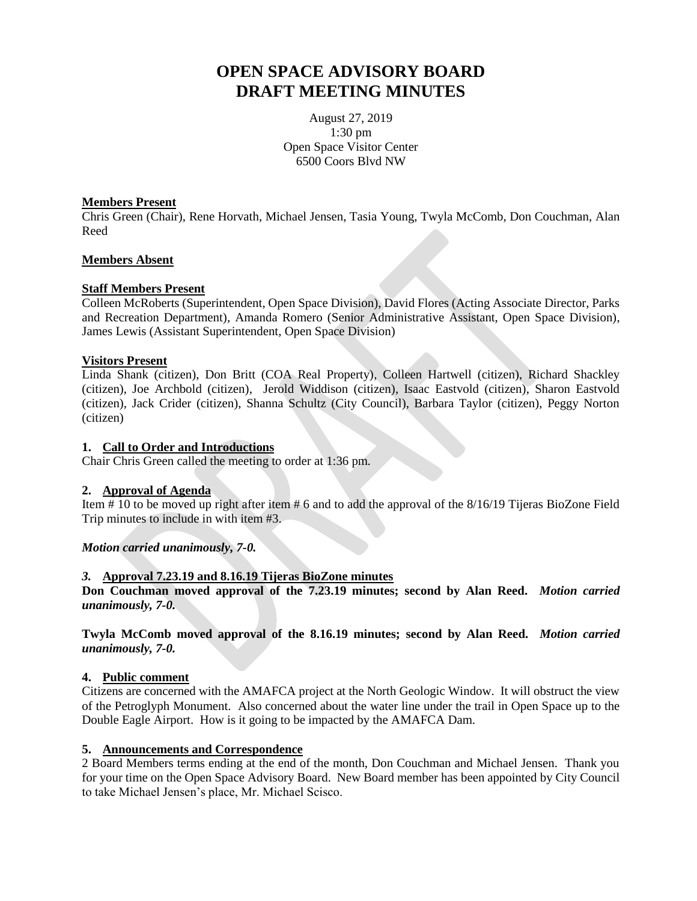# OPEN SPACE ADVISORY BOARD
# DRAFT MEETING MINUTES

August 27, 2019
1:30 pm
Open Space Visitor Center
6500 Coors Blvd NW

**Members Present**

Chris Green (Chair), Rene Horvath, Michael Jensen, Tasia Young, Twyla McComb, Don Couchman, Alan Reed

**Members Absent**

**Staff Members Present**

Colleen McRoberts (Superintendent, Open Space Division), David Flores (Acting Associate Director, Parks and Recreation Department), Amanda Romero (Senior Administrative Assistant, Open Space Division), James Lewis (Assistant Superintendent, Open Space Division)

**Visitors Present**

Linda Shank (citizen), Don Britt (COA Real Property), Colleen Hartwell (citizen), Richard Shackley (citizen), Joe Archbold (citizen), Jerold Widdison (citizen), Isaac Eastvold (citizen), Sharon Eastvold (citizen), Jack Crider (citizen), Shanna Schultz (City Council), Barbara Taylor (citizen), Peggy Norton (citizen)

## 1. Call to Order and Introductions

Chair Chris Green called the meeting to order at 1:36 pm.

## 2. Approval of Agenda

Item # 10 to be moved up right after item # 6 and to add the approval of the 8/16/19 Tijeras BioZone Field Trip minutes to include in with item #3.

***Motion carried unanimously, 7-0.***

## 3. Approval 7.23.19 and 8.16.19 Tijeras BioZone minutes

**Don Couchman moved approval of the 7.23.19 minutes; second by Alan Reed.** ***Motion carried unanimously, 7-0.***

**Twyla McComb moved approval of the 8.16.19 minutes; second by Alan Reed.** ***Motion carried unanimously, 7-0.***

## 4. Public comment

Citizens are concerned with the AMAFCA project at the North Geologic Window. It will obstruct the view of the Petroglyph Monument. Also concerned about the water line under the trail in Open Space up to the Double Eagle Airport. How is it going to be impacted by the AMAFCA Dam.

## 5. Announcements and Correspondence

2 Board Members terms ending at the end of the month, Don Couchman and Michael Jensen. Thank you for your time on the Open Space Advisory Board. New Board member has been appointed by City Council to take Michael Jensen's place, Mr. Michael Scisco.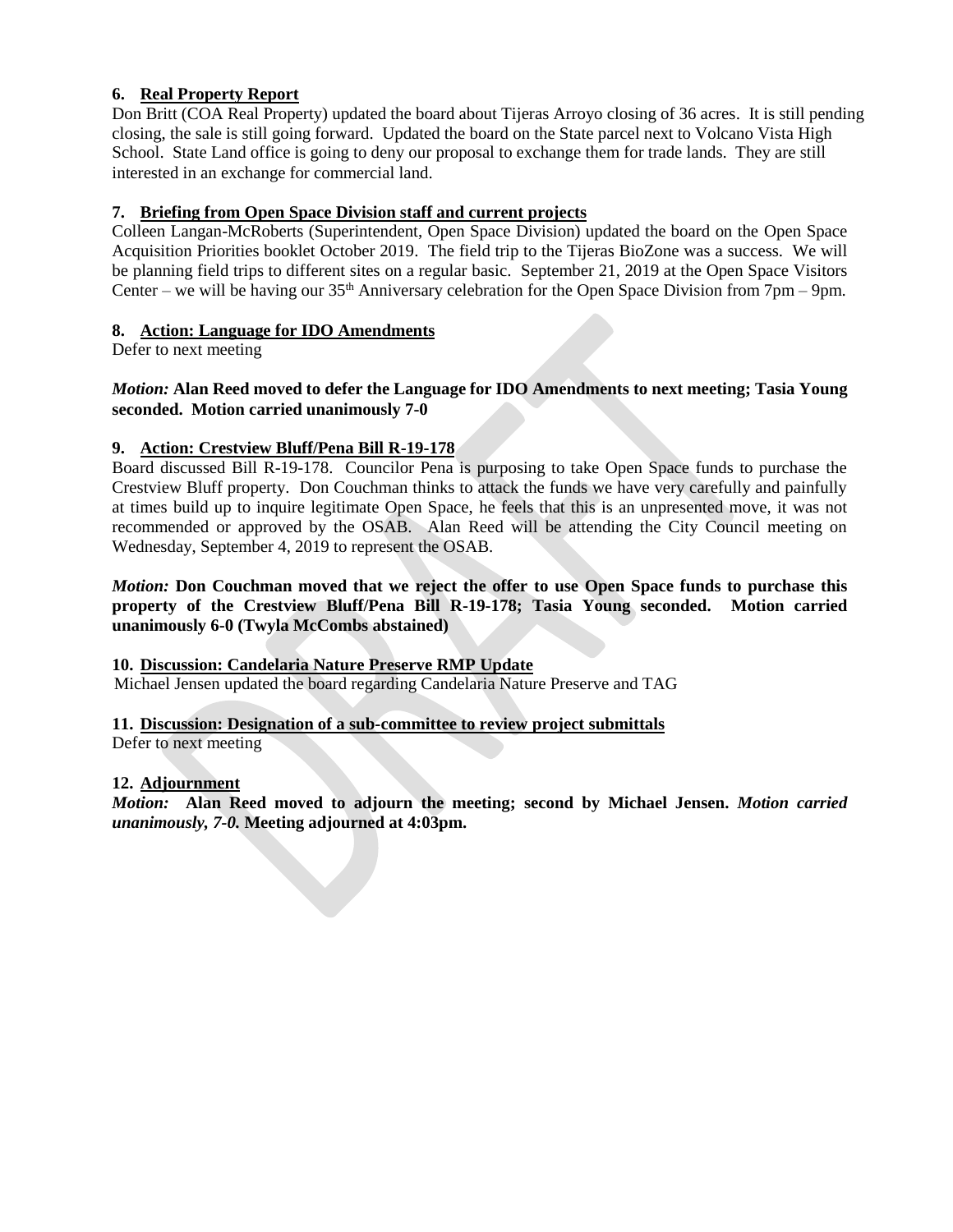**6. Real Property Report**

Don Britt (COA Real Property) updated the board about Tijeras Arroyo closing of 36 acres. It is still pending closing, the sale is still going forward. Updated the board on the State parcel next to Volcano Vista High School. State Land office is going to deny our proposal to exchange them for trade lands. They are still interested in an exchange for commercial land.

**7. Briefing from Open Space Division staff and current projects**

Colleen Langan-McRoberts (Superintendent, Open Space Division) updated the board on the Open Space Acquisition Priorities booklet October 2019. The field trip to the Tijeras BioZone was a success. We will be planning field trips to different sites on a regular basic. September 21, 2019 at the Open Space Visitors Center – we will be having our 35th Anniversary celebration for the Open Space Division from 7pm – 9pm.

**8. Action: Language for IDO Amendments**

Defer to next meeting

***Motion:*** **Alan Reed moved to defer the Language for IDO Amendments to next meeting; Tasia Young seconded. Motion carried unanimously 7-0**

**9. Action: Crestview Bluff/Pena Bill R-19-178**

Board discussed Bill R-19-178. Councilor Pena is purposing to take Open Space funds to purchase the Crestview Bluff property. Don Couchman thinks to attack the funds we have very carefully and painfully at times build up to inquire legitimate Open Space, he feels that this is an unpresented move, it was not recommended or approved by the OSAB. Alan Reed will be attending the City Council meeting on Wednesday, September 4, 2019 to represent the OSAB.

***Motion:*** **Don Couchman moved that we reject the offer to use Open Space funds to purchase this property of the Crestview Bluff/Pena Bill R-19-178; Tasia Young seconded. Motion carried unanimously 6-0 (Twyla McCombs abstained)**

**10. Discussion: Candelaria Nature Preserve RMP Update**

Michael Jensen updated the board regarding Candelaria Nature Preserve and TAG

**11. Discussion: Designation of a sub-committee to review project submittals**

Defer to next meeting

**12. Adjournment**

***Motion:*** **Alan Reed moved to adjourn the meeting; second by Michael Jensen. *Motion carried unanimously, 7-0.* Meeting adjourned at 4:03pm.**